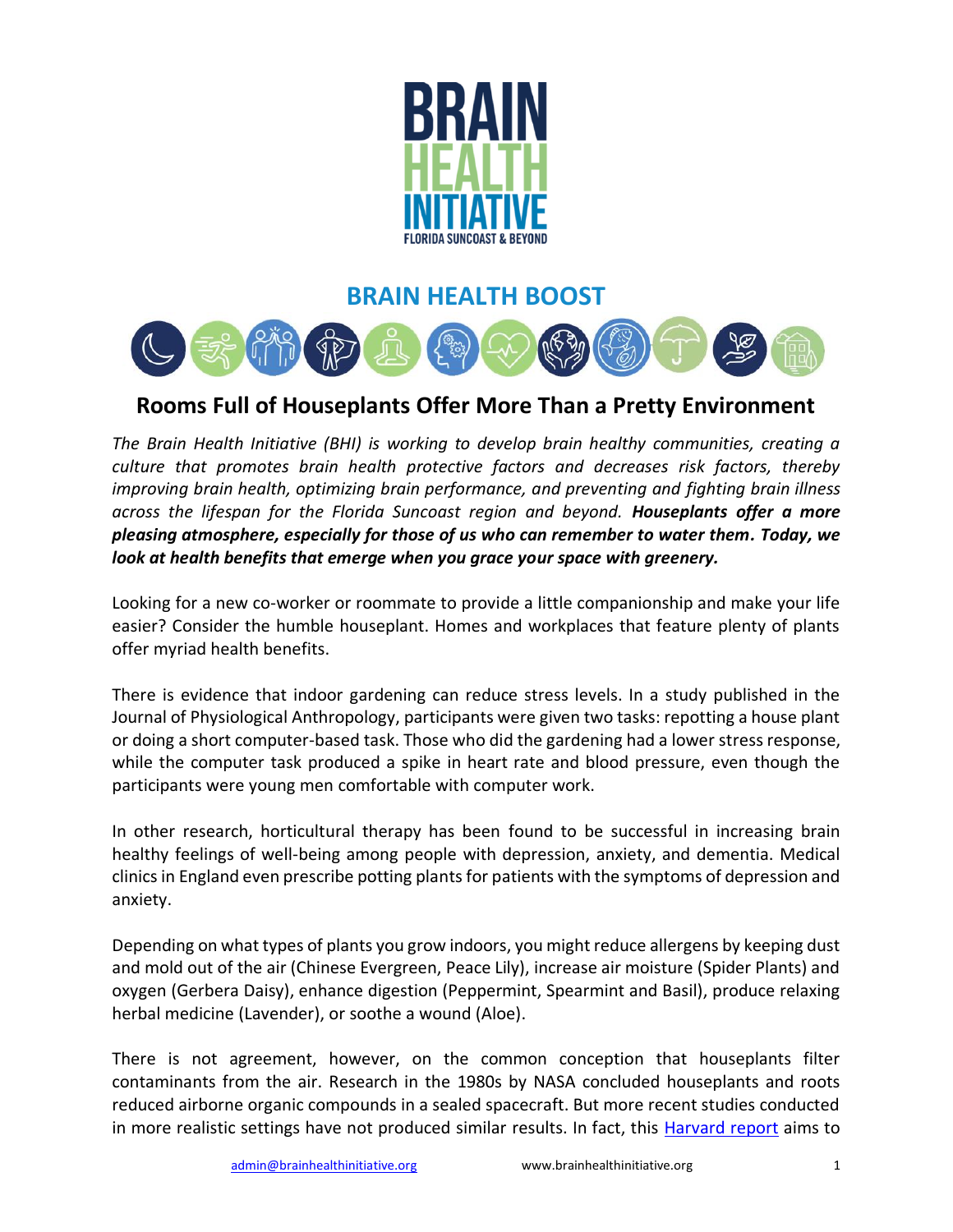# BRAIN HEALTH INITIATIVE

FLORIDA SUNCOAST & BEYOND

## BRAIN HEALTH BOOST

## Rooms Full of Houseplants Offer More Than a Pretty Environment

*The Brain Health Initiative (BHI) is working to develop brain healthy communities, creating a culture that promotes brain health protective factors and decreases risk factors, thereby improving brain health, optimizing brain performance, and preventing and fighting brain illness across the lifespan for the Florida Suncoast region and beyond.* ***Houseplants offer a more pleasing atmosphere, especially for those of us who can remember to water them. Today, we look at health benefits that emerge when you grace your space with greenery.***

Looking for a new co-worker or roommate to provide a little companionship and make your life easier? Consider the humble houseplant. Homes and workplaces that feature plenty of plants offer myriad health benefits.

There is evidence that indoor gardening can reduce stress levels. In a study published in the Journal of Physiological Anthropology, participants were given two tasks: repotting a house plant or doing a short computer-based task. Those who did the gardening had a lower stress response, while the computer task produced a spike in heart rate and blood pressure, even though the participants were young men comfortable with computer work.

In other research, horticultural therapy has been found to be successful in increasing brain healthy feelings of well-being among people with depression, anxiety, and dementia. Medical clinics in England even prescribe potting plants for patients with the symptoms of depression and anxiety.

Depending on what types of plants you grow indoors, you might reduce allergens by keeping dust and mold out of the air (Chinese Evergreen, Peace Lily), increase air moisture (Spider Plants) and oxygen (Gerbera Daisy), enhance digestion (Peppermint, Spearmint and Basil), produce relaxing herbal medicine (Lavender), or soothe a wound (Aloe).

There is not agreement, however, on the common conception that houseplants filter contaminants from the air. Research in the 1980s by NASA concluded houseplants and roots reduced airborne organic compounds in a sealed spacecraft. But more recent studies conducted in more realistic settings have not produced similar results. In fact, this [Harvard report] aims to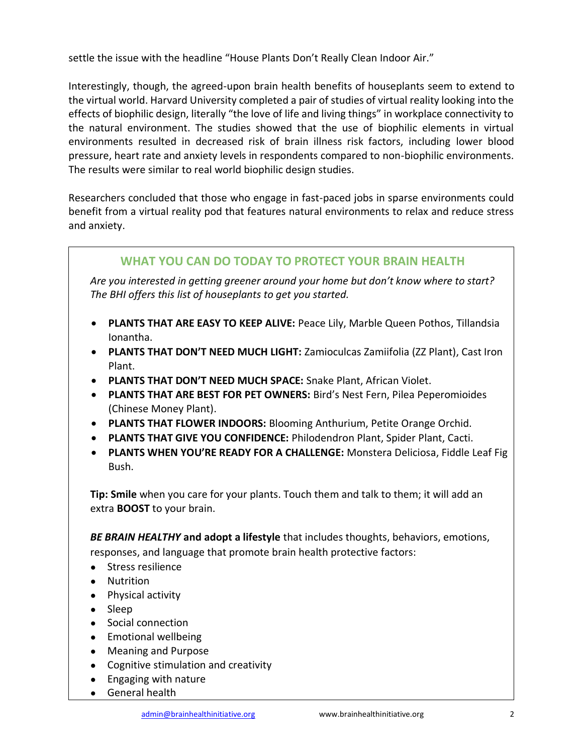settle the issue with the headline "House Plants Don't Really Clean Indoor Air."

Interestingly, though, the agreed-upon brain health benefits of houseplants seem to extend to the virtual world. Harvard University completed a pair of studies of virtual reality looking into the effects of biophilic design, literally "the love of life and living things" in workplace connectivity to the natural environment. The studies showed that the use of biophilic elements in virtual environments resulted in decreased risk of brain illness risk factors, including lower blood pressure, heart rate and anxiety levels in respondents compared to non-biophilic environments. The results were similar to real world biophilic design studies.

Researchers concluded that those who engage in fast-paced jobs in sparse environments could benefit from a virtual reality pod that features natural environments to relax and reduce stress and anxiety.

## WHAT YOU CAN DO TODAY TO PROTECT YOUR BRAIN HEALTH

*Are you interested in getting greener around your home but don't know where to start? The BHI offers this list of houseplants to get you started.*

- **PLANTS THAT ARE EASY TO KEEP ALIVE:** Peace Lily, Marble Queen Pothos, Tillandsia Ionantha.
- **PLANTS THAT DON'T NEED MUCH LIGHT:** Zamioculcas Zamiifolia (ZZ Plant), Cast Iron Plant.
- **PLANTS THAT DON'T NEED MUCH SPACE:** Snake Plant, African Violet.
- **PLANTS THAT ARE BEST FOR PET OWNERS:** Bird's Nest Fern, Pilea Peperomioides (Chinese Money Plant).
- **PLANTS THAT FLOWER INDOORS:** Blooming Anthurium, Petite Orange Orchid.
- **PLANTS THAT GIVE YOU CONFIDENCE:** Philodendron Plant, Spider Plant, Cacti.
- **PLANTS WHEN YOU'RE READY FOR A CHALLENGE:** Monstera Deliciosa, Fiddle Leaf Fig Bush.

**Tip: Smile** when you care for your plants. Touch them and talk to them; it will add an extra **BOOST** to your brain.

***BE BRAIN HEALTHY*** **and adopt a lifestyle** that includes thoughts, behaviors, emotions, responses, and language that promote brain health protective factors:

- Stress resilience
- Nutrition
- Physical activity
- Sleep
- Social connection
- Emotional wellbeing
- Meaning and Purpose
- Cognitive stimulation and creativity
- Engaging with nature
- General health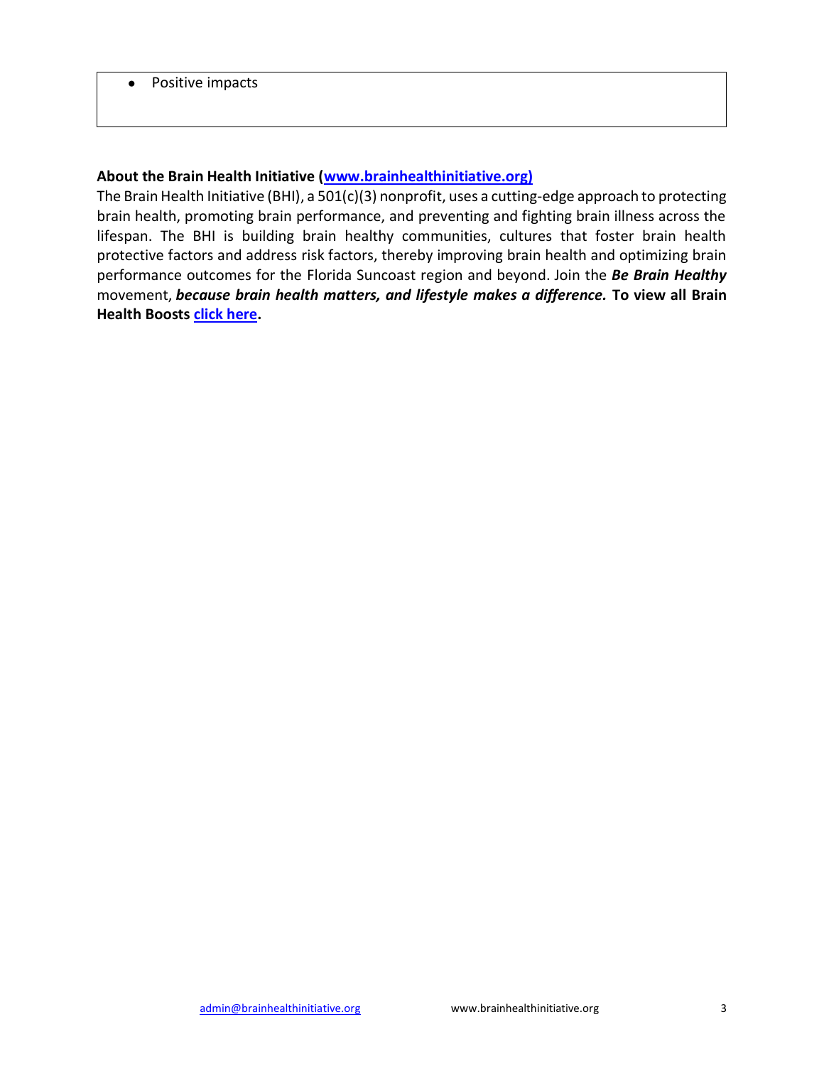- Positive impacts

**About the Brain Health Initiative (www.brainhealthinitiative.org)**
The Brain Health Initiative (BHI), a 501(c)(3) nonprofit, uses a cutting-edge approach to protecting brain health, promoting brain performance, and preventing and fighting brain illness across the lifespan. The BHI is building brain healthy communities, cultures that foster brain health protective factors and address risk factors, thereby improving brain health and optimizing brain performance outcomes for the Florida Suncoast region and beyond. Join the ***Be Brain Healthy*** movement, ***because brain health matters, and lifestyle makes a difference.*** **To view all Brain Health Boosts click here.**